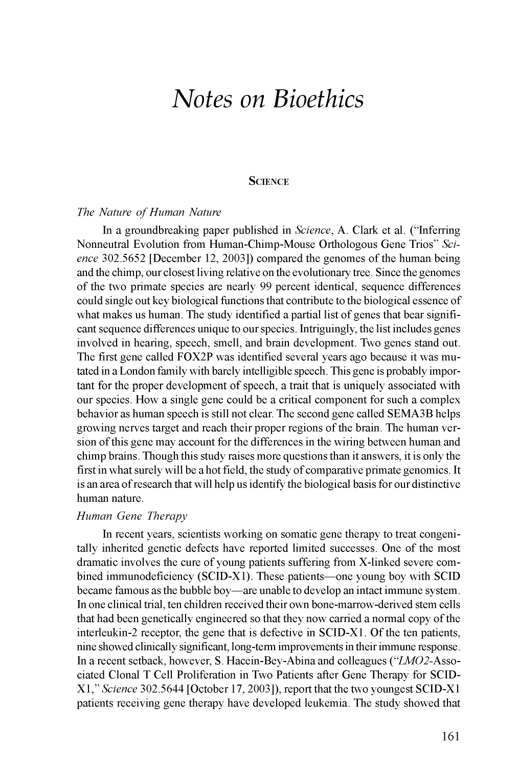# Notes on Bioethics

## Science

### *The Nature of Human Nature*

In a groundbreaking paper published in *Science*, A. Clark et al. ("Inferring Nonneutral Evolution from Human-Chimp-Mouse Orthologous Gene Trios" *Science* 302.5652 [December 12, 2003]) compared the genomes of the human being and the chimp, our closest living relative on the evolutionary tree. Since the genomes of the two primate species are nearly 99 percent identical, sequence differences could single out key biological functions that contribute to the biological essence of what makes us human. The study identified a partial list of genes that bear significant sequence differences unique to our species. Intriguingly, the list includes genes involved in hearing, speech, smell, and brain development. Two genes stand out. The first gene called FOX2P was identified several years ago because it was mutated in a London family with barely intelligible speech. This gene is probably important for the proper development of speech, a trait that is uniquely associated with our species. How a single gene could be a critical component for such a complex behavior as human speech is still not clear. The second gene called SEMA3B helps growing nerves target and reach their proper regions of the brain. The human version of this gene may account for the differences in the wiring between human and chimp brains. Though this study raises more questions than it answers, it is only the first in what surely will be a hot field, the study of comparative primate genomics. It is an area of research that will help us identify the biological basis for our distinctive human nature.

### *Human Gene Therapy*

In recent years, scientists working on somatic gene therapy to treat congenitally inherited genetic defects have reported limited successes. One of the most dramatic involves the cure of young patients suffering from X-linked severe combined immunodeficiency (SCID-X1). These patients—one young boy with SCID became famous as the bubble boy—are unable to develop an intact immune system. In one clinical trial, ten children received their own bone-marrow-derived stem cells that had been genetically engineered so that they now carried a normal copy of the interleukin-2 receptor, the gene that is defective in SCID-X1. Of the ten patients, nine showed clinically significant, long-term improvements in their immune response. In a recent setback, however, S. Hacein-Bey-Abina and colleagues ("*LMO2*-Associated Clonal T Cell Proliferation in Two Patients after Gene Therapy for SCID-X1," *Science* 302.5644 [October 17, 2003]), report that the two youngest SCID-X1 patients receiving gene therapy have developed leukemia. The study showed that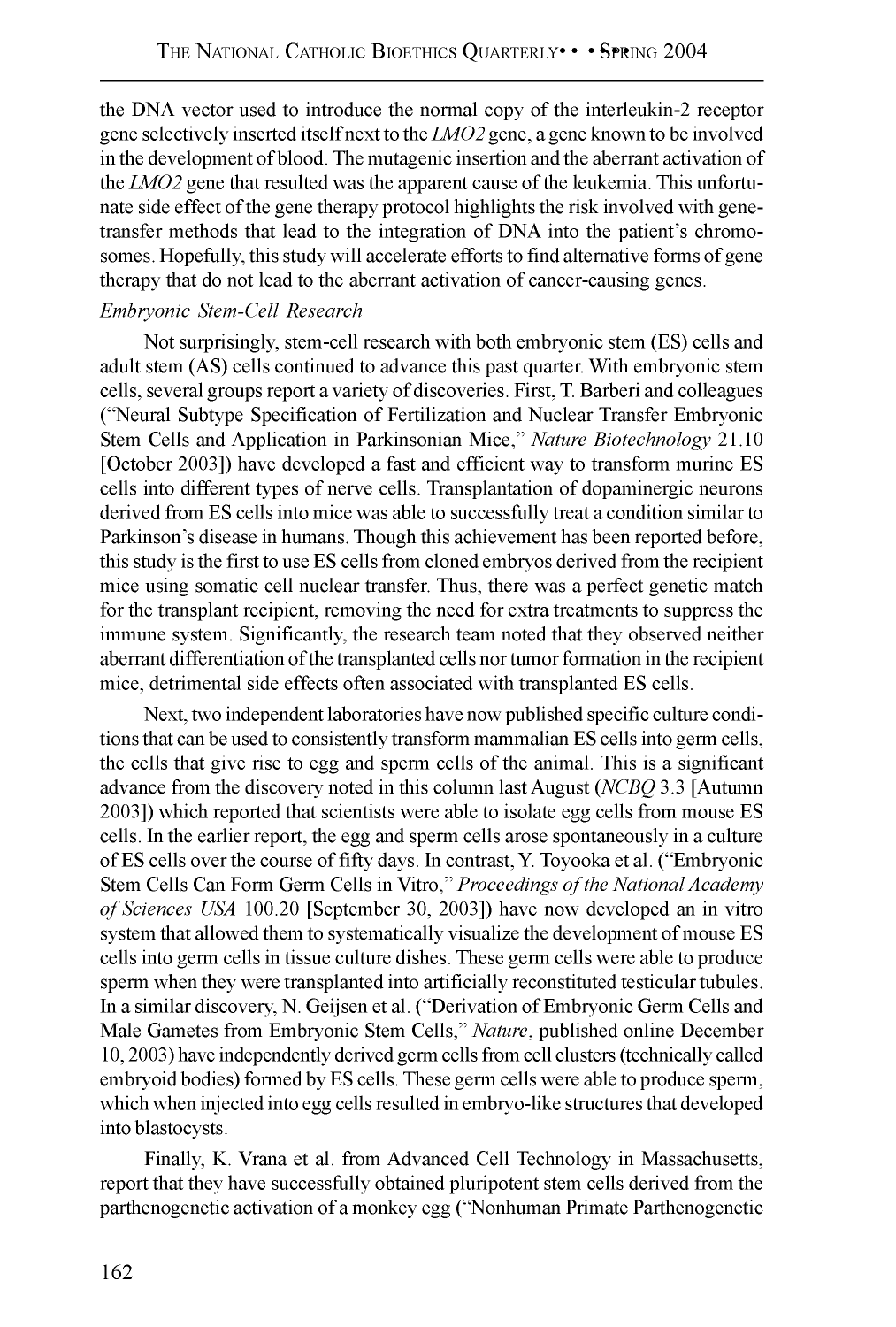the DNA vector used to introduce the normal copy of the interleukin-2 receptor gene selectively inserted itself next to the *LMO2* gene, a gene known to be involved in the development of blood. The mutagenic insertion and the aberrant activation of the *LMO2* gene that resulted was the apparent cause of the leukemia. This unfortunate side effect of the gene therapy protocol highlights the risk involved with gene-transfer methods that lead to the integration of DNA into the patient's chromosomes. Hopefully, this study will accelerate efforts to find alternative forms of gene therapy that do not lead to the aberrant activation of cancer-causing genes.

### *Embryonic Stem-Cell Research*

Not surprisingly, stem-cell research with both embryonic stem (ES) cells and adult stem (AS) cells continued to advance this past quarter. With embryonic stem cells, several groups report a variety of discoveries. First, T. Barberi and colleagues ("Neural Subtype Specification of Fertilization and Nuclear Transfer Embryonic Stem Cells and Application in Parkinsonian Mice," *Nature Biotechnology* 21.10 [October 2003]) have developed a fast and efficient way to transform murine ES cells into different types of nerve cells. Transplantation of dopaminergic neurons derived from ES cells into mice was able to successfully treat a condition similar to Parkinson's disease in humans. Though this achievement has been reported before, this study is the first to use ES cells from cloned embryos derived from the recipient mice using somatic cell nuclear transfer. Thus, there was a perfect genetic match for the transplant recipient, removing the need for extra treatments to suppress the immune system. Significantly, the research team noted that they observed neither aberrant differentiation of the transplanted cells nor tumor formation in the recipient mice, detrimental side effects often associated with transplanted ES cells.

Next, two independent laboratories have now published specific culture conditions that can be used to consistently transform mammalian ES cells into germ cells, the cells that give rise to egg and sperm cells of the animal. This is a significant advance from the discovery noted in this column last August (*NCBQ* 3.3 [Autumn 2003]) which reported that scientists were able to isolate egg cells from mouse ES cells. In the earlier report, the egg and sperm cells arose spontaneously in a culture of ES cells over the course of fifty days. In contrast, Y. Toyooka et al. ("Embryonic Stem Cells Can Form Germ Cells in Vitro," *Proceedings of the National Academy of Sciences USA* 100.20 [September 30, 2003]) have now developed an in vitro system that allowed them to systematically visualize the development of mouse ES cells into germ cells in tissue culture dishes. These germ cells were able to produce sperm when they were transplanted into artificially reconstituted testicular tubules. In a similar discovery, N. Geijsen et al. ("Derivation of Embryonic Germ Cells and Male Gametes from Embryonic Stem Cells," *Nature*, published online December 10, 2003) have independently derived germ cells from cell clusters (technically called embryoid bodies) formed by ES cells. These germ cells were able to produce sperm, which when injected into egg cells resulted in embryo-like structures that developed into blastocysts.

Finally, K. Vrana et al. from Advanced Cell Technology in Massachusetts, report that they have successfully obtained pluripotent stem cells derived from the parthenogenetic activation of a monkey egg ("Nonhuman Primate Parthenogenetic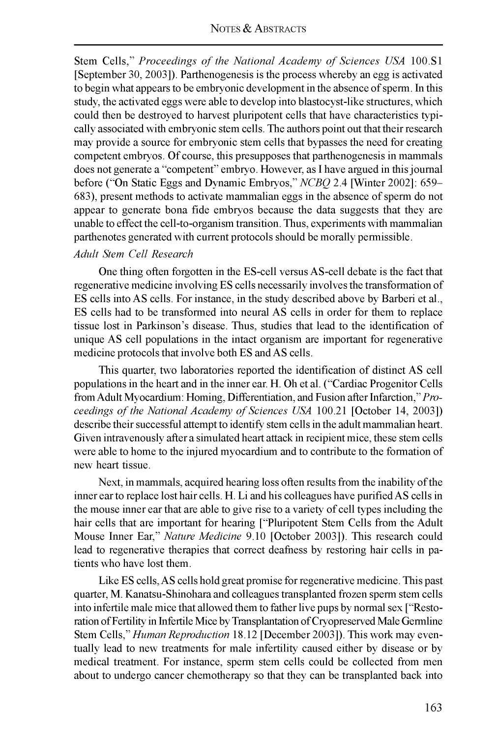Stem Cells," *Proceedings of the National Academy of Sciences USA* 100.S1 [September 30, 2003]). Parthenogenesis is the process whereby an egg is activated to begin what appears to be embryonic development in the absence of sperm. In this study, the activated eggs were able to develop into blastocyst-like structures, which could then be destroyed to harvest pluripotent cells that have characteristics typically associated with embryonic stem cells. The authors point out that their research may provide a source for embryonic stem cells that bypasses the need for creating competent embryos. Of course, this presupposes that parthenogenesis in mammals does not generate a "competent" embryo. However, as I have argued in this journal before ("On Static Eggs and Dynamic Embryos," *NCBQ* 2.4 [Winter 2002]: 659–683), present methods to activate mammalian eggs in the absence of sperm do not appear to generate bona fide embryos because the data suggests that they are unable to effect the cell-to-organism transition. Thus, experiments with mammalian parthenotes generated with current protocols should be morally permissible.

*Adult Stem Cell Research*

One thing often forgotten in the ES-cell versus AS-cell debate is the fact that regenerative medicine involving ES cells necessarily involves the transformation of ES cells into AS cells. For instance, in the study described above by Barberi et al., ES cells had to be transformed into neural AS cells in order for them to replace tissue lost in Parkinson's disease. Thus, studies that lead to the identification of unique AS cell populations in the intact organism are important for regenerative medicine protocols that involve both ES and AS cells.

This quarter, two laboratories reported the identification of distinct AS cell populations in the heart and in the inner ear. H. Oh et al. ("Cardiac Progenitor Cells from Adult Myocardium: Homing, Differentiation, and Fusion after Infarction," *Proceedings of the National Academy of Sciences USA* 100.21 [October 14, 2003]) describe their successful attempt to identify stem cells in the adult mammalian heart. Given intravenously after a simulated heart attack in recipient mice, these stem cells were able to home to the injured myocardium and to contribute to the formation of new heart tissue.

Next, in mammals, acquired hearing loss often results from the inability of the inner ear to replace lost hair cells. H. Li and his colleagues have purified AS cells in the mouse inner ear that are able to give rise to a variety of cell types including the hair cells that are important for hearing ["Pluripotent Stem Cells from the Adult Mouse Inner Ear," *Nature Medicine* 9.10 [October 2003]). This research could lead to regenerative therapies that correct deafness by restoring hair cells in patients who have lost them.

Like ES cells, AS cells hold great promise for regenerative medicine. This past quarter, M. Kanatsu-Shinohara and colleagues transplanted frozen sperm stem cells into infertile male mice that allowed them to father live pups by normal sex ["Restoration of Fertility in Infertile Mice by Transplantation of Cryopreserved Male Germline Stem Cells," *Human Reproduction* 18.12 [December 2003]). This work may eventually lead to new treatments for male infertility caused either by disease or by medical treatment. For instance, sperm stem cells could be collected from men about to undergo cancer chemotherapy so that they can be transplanted back into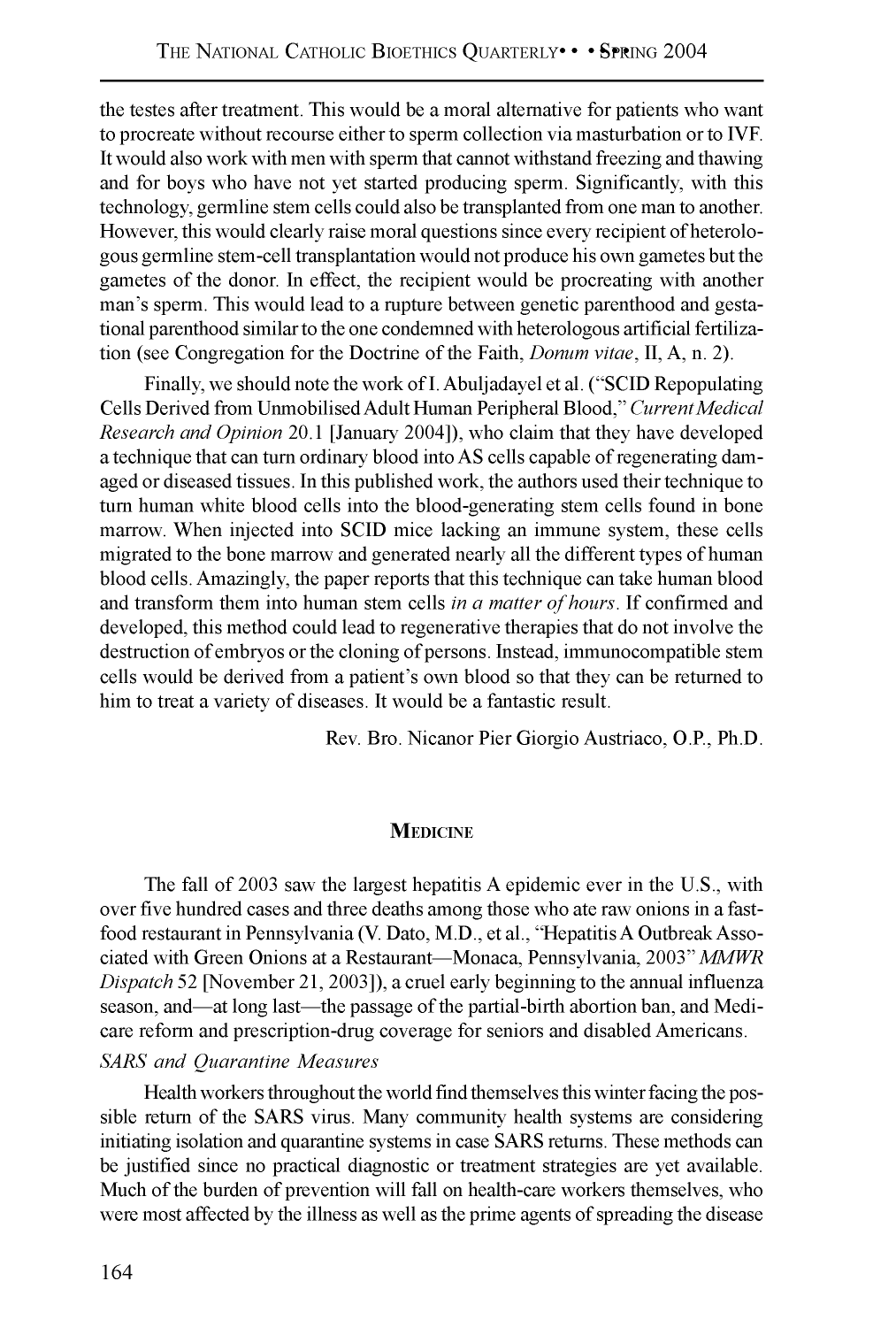the testes after treatment. This would be a moral alternative for patients who want to procreate without recourse either to sperm collection via masturbation or to IVF. It would also work with men with sperm that cannot withstand freezing and thawing and for boys who have not yet started producing sperm. Significantly, with this technology, germline stem cells could also be transplanted from one man to another. However, this would clearly raise moral questions since every recipient of heterologous germline stem-cell transplantation would not produce his own gametes but the gametes of the donor. In effect, the recipient would be procreating with another man's sperm. This would lead to a rupture between genetic parenthood and gestational parenthood similar to the one condemned with heterologous artificial fertilization (see Congregation for the Doctrine of the Faith, *Donum vitae*, II, A, n. 2).

Finally, we should note the work of I. Abuljadayel et al. ("SCID Repopulating Cells Derived from Unmobilised Adult Human Peripheral Blood," *Current Medical Research and Opinion* 20.1 [January 2004]), who claim that they have developed a technique that can turn ordinary blood into AS cells capable of regenerating damaged or diseased tissues. In this published work, the authors used their technique to turn human white blood cells into the blood-generating stem cells found in bone marrow. When injected into SCID mice lacking an immune system, these cells migrated to the bone marrow and generated nearly all the different types of human blood cells. Amazingly, the paper reports that this technique can take human blood and transform them into human stem cells *in a matter of hours*. If confirmed and developed, this method could lead to regenerative therapies that do not involve the destruction of embryos or the cloning of persons. Instead, immunocompatible stem cells would be derived from a patient's own blood so that they can be returned to him to treat a variety of diseases. It would be a fantastic result.

Rev. Bro. Nicanor Pier Giorgio Austriaco, O.P., Ph.D.

## Medicine

The fall of 2003 saw the largest hepatitis A epidemic ever in the U.S., with over five hundred cases and three deaths among those who ate raw onions in a fast-food restaurant in Pennsylvania (V. Dato, M.D., et al., "Hepatitis A Outbreak Associated with Green Onions at a Restaurant—Monaca, Pennsylvania, 2003" *MMWR Dispatch* 52 [November 21, 2003]), a cruel early beginning to the annual influenza season, and—at long last—the passage of the partial-birth abortion ban, and Medicare reform and prescription-drug coverage for seniors and disabled Americans.

### *SARS and Quarantine Measures*

Health workers throughout the world find themselves this winter facing the possible return of the SARS virus. Many community health systems are considering initiating isolation and quarantine systems in case SARS returns. These methods can be justified since no practical diagnostic or treatment strategies are yet available. Much of the burden of prevention will fall on health-care workers themselves, who were most affected by the illness as well as the prime agents of spreading the disease